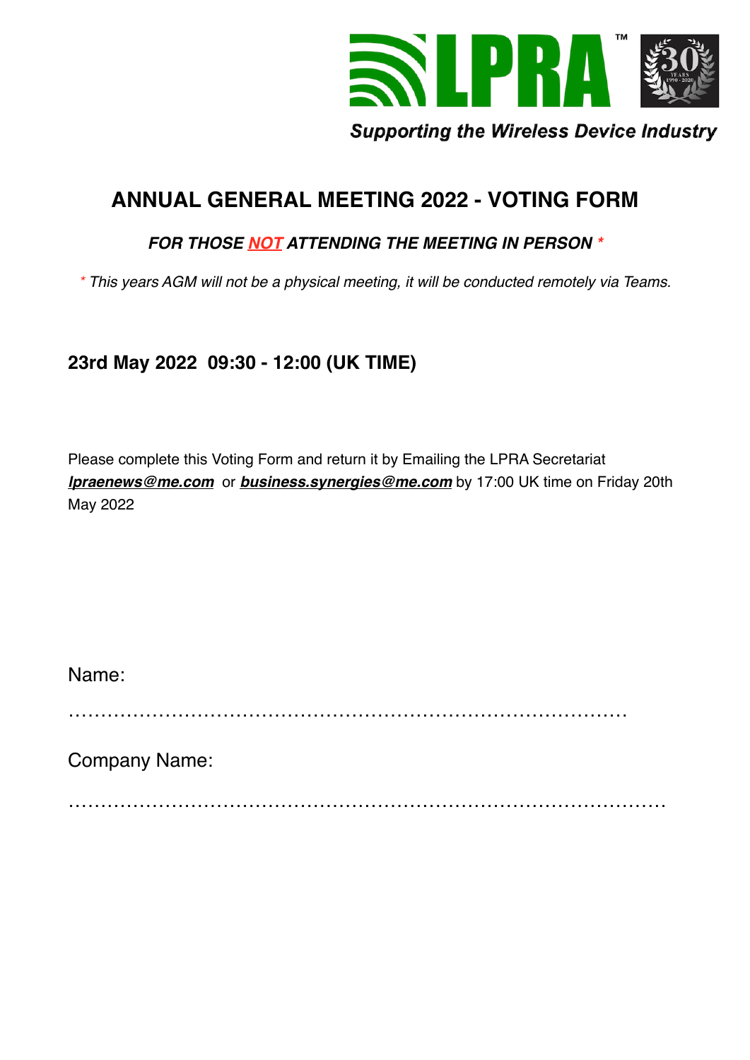LPRA™

*Supporting the Wireless Device Industry*

# ANNUAL GENERAL MEETING 2022 - VOTING FORM

***FOR THOSE NOT ATTENDING THE MEETING IN PERSON \****

*\* This years AGM will not be a physical meeting, it will be conducted remotely via Teams.*

**23rd May 2022 09:30 - 12:00 (UK TIME)**

Please complete this Voting Form and return it by Emailing the LPRA Secretariat ***lpraenews@me.com*** or ***business.synergies@me.com*** by 17:00 UK time on Friday 20th May 2022

Name:

………………………………………………………………………………

Company Name:

……………………………………………………………………………………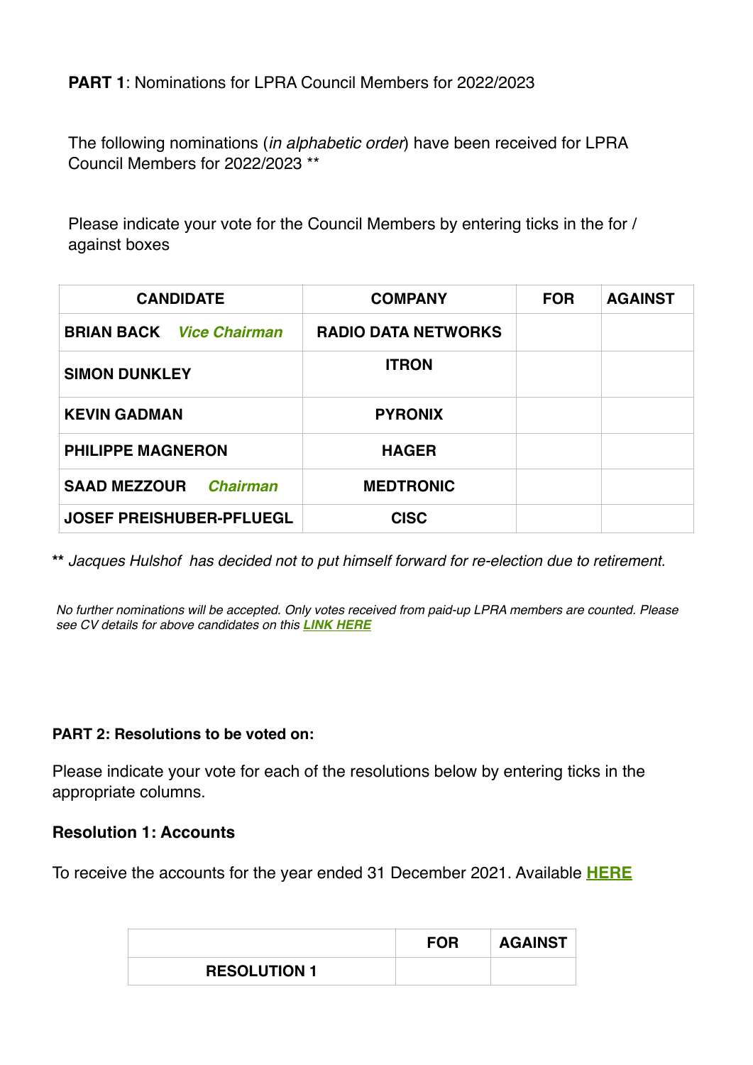**PART 1**: Nominations for LPRA Council Members for 2022/2023

The following nominations (*in alphabetic order*) have been received for LPRA Council Members for 2022/2023 **

Please indicate your vote for the Council Members by entering ticks in the for / against boxes

| CANDIDATE | COMPANY | FOR | AGAINST |
|---|---|---|---|
| **BRIAN BACK** ***Vice Chairman*** | **RADIO DATA NETWORKS** | | |
| **SIMON DUNKLEY** | **ITRON** | | |
| **KEVIN GADMAN** | **PYRONIX** | | |
| **PHILIPPE MAGNERON** | **HAGER** | | |
| **SAAD MEZZOUR** ***Chairman*** | **MEDTRONIC** | | |
| **JOSEF PREISHUBER-PFLUEGL** | **CISC** | | |

** *Jacques Hulshof has decided not to put himself forward for re-election due to retirement.*

*No further nominations will be accepted. Only votes received from paid-up LPRA members are counted. Please see CV details for above candidates on this **LINK HERE***

**PART 2: Resolutions to be voted on:**

Please indicate your vote for each of the resolutions below by entering ticks in the appropriate columns.

**Resolution 1: Accounts**

To receive the accounts for the year ended 31 December 2021. Available **HERE**

| | FOR | AGAINST |
|---|---|---|
| **RESOLUTION 1** | | |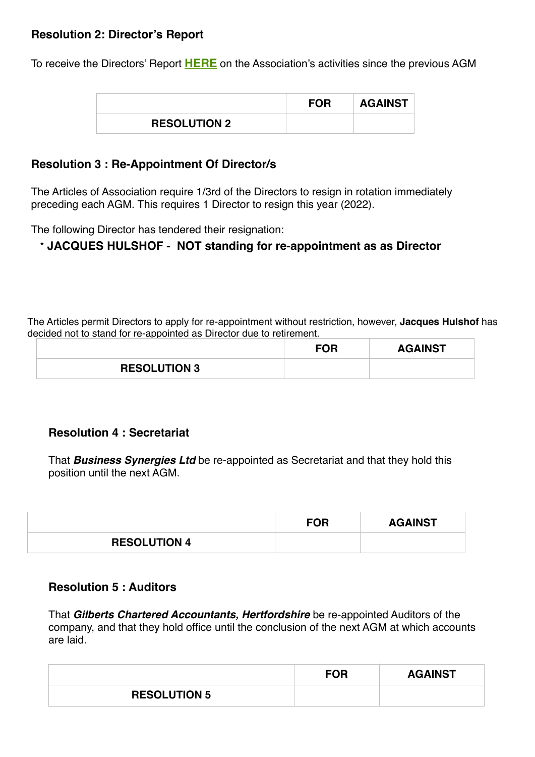### Resolution 2: Director's Report

To receive the Directors' Report **HERE** on the Association's activities since the previous AGM

| | FOR | AGAINST |
|---|---|---|
| **RESOLUTION 2** | | |

### Resolution 3 : Re-Appointment Of Director/s

The Articles of Association require 1/3rd of the Directors to resign in rotation immediately preceding each AGM. This requires 1 Director to resign this year (2022).

The following Director has tendered their resignation:

* **JACQUES HULSHOF - NOT standing for re-appointment as as Director**

The Articles permit Directors to apply for re-appointment without restriction, however, **Jacques Hulshof** has decided not to stand for re-appointed as Director due to retirement.

| | FOR | AGAINST |
|---|---|---|
| **RESOLUTION 3** | | |

### Resolution 4 : Secretariat

That ***Business Synergies Ltd*** be re-appointed as Secretariat and that they hold this position until the next AGM.

| | FOR | AGAINST |
|---|---|---|
| **RESOLUTION 4** | | |

### Resolution 5 : Auditors

That ***Gilberts Chartered Accountants, Hertfordshire*** be re-appointed Auditors of the company, and that they hold office until the conclusion of the next AGM at which accounts are laid.

| | FOR | AGAINST |
|---|---|---|
| **RESOLUTION 5** | | |